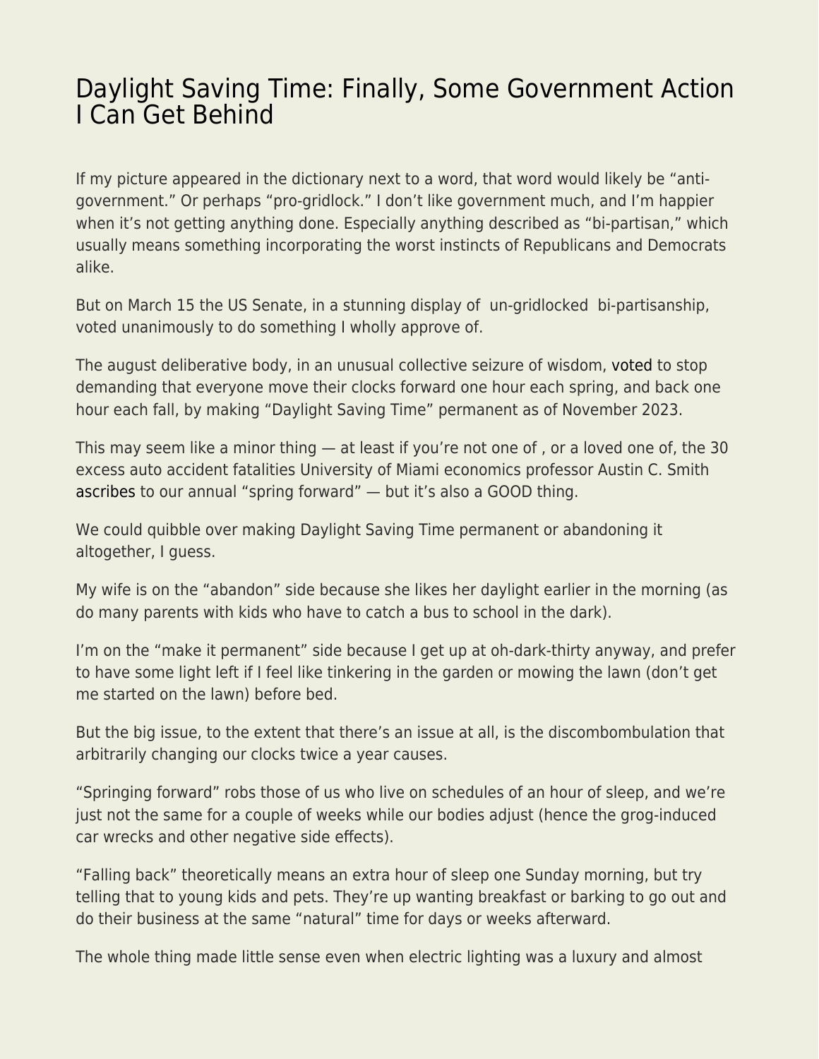# Daylight Saving Time: Finally, Some Government Action I Can Get Behind

If my picture appeared in the dictionary next to a word, that word would likely be "anti-government." Or perhaps "pro-gridlock." I don't like government much, and I'm happier when it's not getting anything done. Especially anything described as "bi-partisan," which usually means something incorporating the worst instincts of Republicans and Democrats alike.

But on March 15 the US Senate, in a stunning display of un-gridlocked bi-partisanship, voted unanimously to do something I wholly approve of.

The august deliberative body, in an unusual collective seizure of wisdom, voted to stop demanding that everyone move their clocks forward one hour each spring, and back one hour each fall, by making "Daylight Saving Time" permanent as of November 2023.

This may seem like a minor thing — at least if you're not one of , or a loved one of, the 30 excess auto accident fatalities University of Miami economics professor Austin C. Smith ascribes to our annual "spring forward" — but it's also a GOOD thing.

We could quibble over making Daylight Saving Time permanent or abandoning it altogether, I guess.

My wife is on the "abandon" side because she likes her daylight earlier in the morning (as do many parents with kids who have to catch a bus to school in the dark).

I'm on the "make it permanent" side because I get up at oh-dark-thirty anyway, and prefer to have some light left if I feel like tinkering in the garden or mowing the lawn (don't get me started on the lawn) before bed.

But the big issue, to the extent that there's an issue at all, is the discombombulation that arbitrarily changing our clocks twice a year causes.

"Springing forward" robs those of us who live on schedules of an hour of sleep, and we're just not the same for a couple of weeks while our bodies adjust (hence the grog-induced car wrecks and other negative side effects).

"Falling back" theoretically means an extra hour of sleep one Sunday morning, but try telling that to young kids and pets. They're up wanting breakfast or barking to go out and do their business at the same "natural" time for days or weeks afterward.

The whole thing made little sense even when electric lighting was a luxury and almost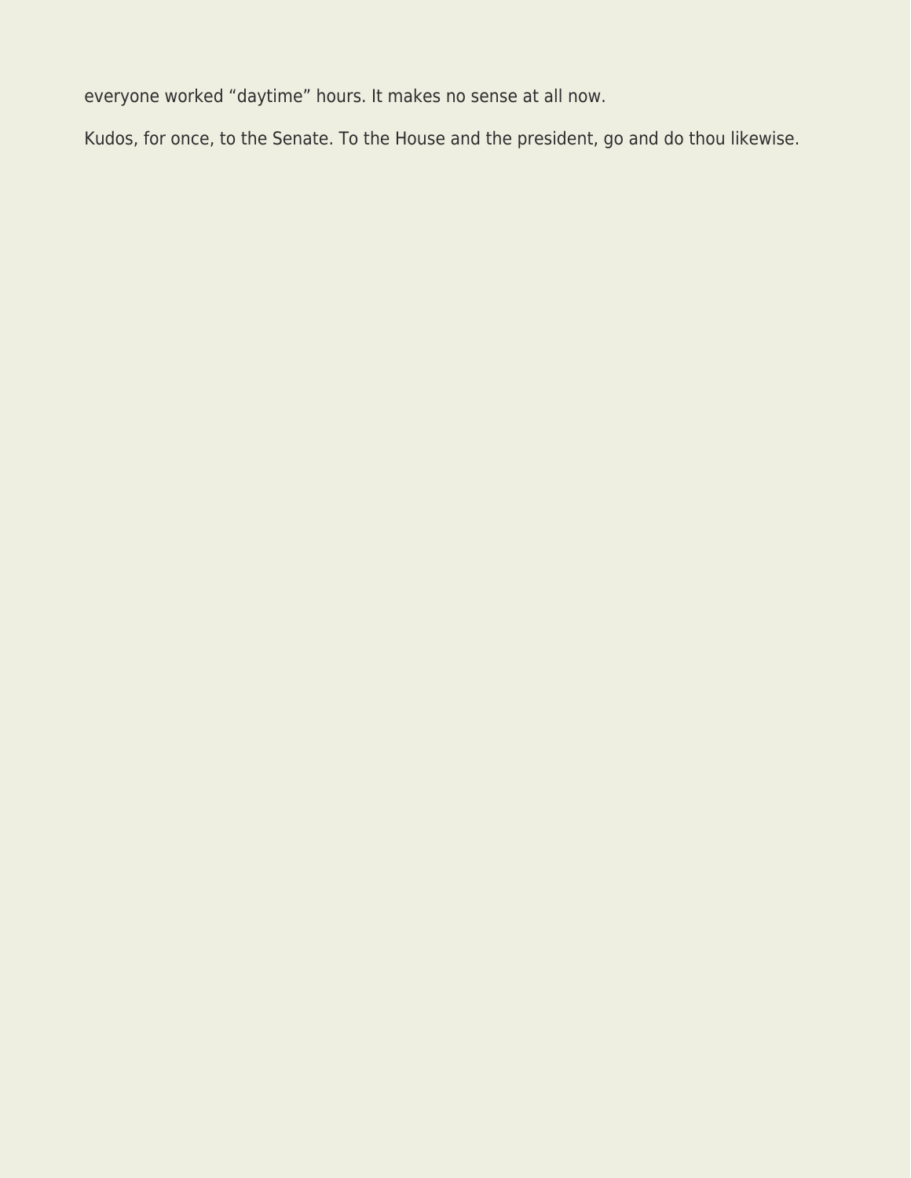everyone worked “daytime” hours. It makes no sense at all now.

Kudos, for once, to the Senate. To the House and the president, go and do thou likewise.